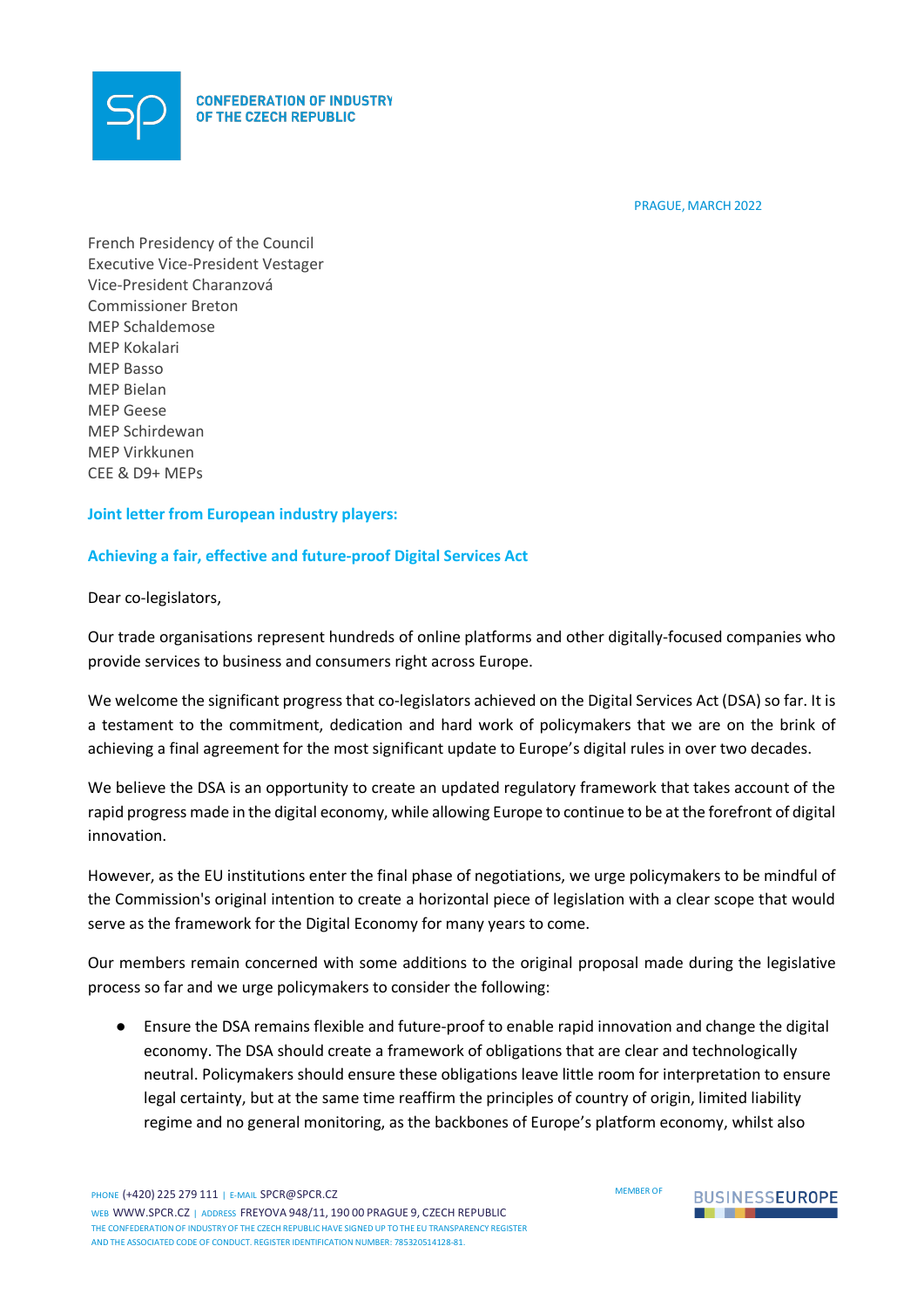CONFEDERATION OF INDUSTRY OF THE CZECH REPUBLIC

PRAGUE, MARCH 2022

French Presidency of the Council
Executive Vice-President Vestager
Vice-President Charanzová
Commissioner Breton
MEP Schaldemose
MEP Kokalari
MEP Basso
MEP Bielan
MEP Geese
MEP Schirdewan
MEP Virkkunen
CEE & D9+ MEPs

**Joint letter from European industry players:**

**Achieving a fair, effective and future-proof Digital Services Act**

Dear co-legislators,

Our trade organisations represent hundreds of online platforms and other digitally-focused companies who provide services to business and consumers right across Europe.

We welcome the significant progress that co-legislators achieved on the Digital Services Act (DSA) so far. It is a testament to the commitment, dedication and hard work of policymakers that we are on the brink of achieving a final agreement for the most significant update to Europe's digital rules in over two decades.

We believe the DSA is an opportunity to create an updated regulatory framework that takes account of the rapid progress made in the digital economy, while allowing Europe to continue to be at the forefront of digital innovation.

However, as the EU institutions enter the final phase of negotiations, we urge policymakers to be mindful of the Commission's original intention to create a horizontal piece of legislation with a clear scope that would serve as the framework for the Digital Economy for many years to come.

Our members remain concerned with some additions to the original proposal made during the legislative process so far and we urge policymakers to consider the following:

- Ensure the DSA remains flexible and future-proof to enable rapid innovation and change the digital economy. The DSA should create a framework of obligations that are clear and technologically neutral. Policymakers should ensure these obligations leave little room for interpretation to ensure legal certainty, but at the same time reaffirm the principles of country of origin, limited liability regime and no general monitoring, as the backbones of Europe's platform economy, whilst also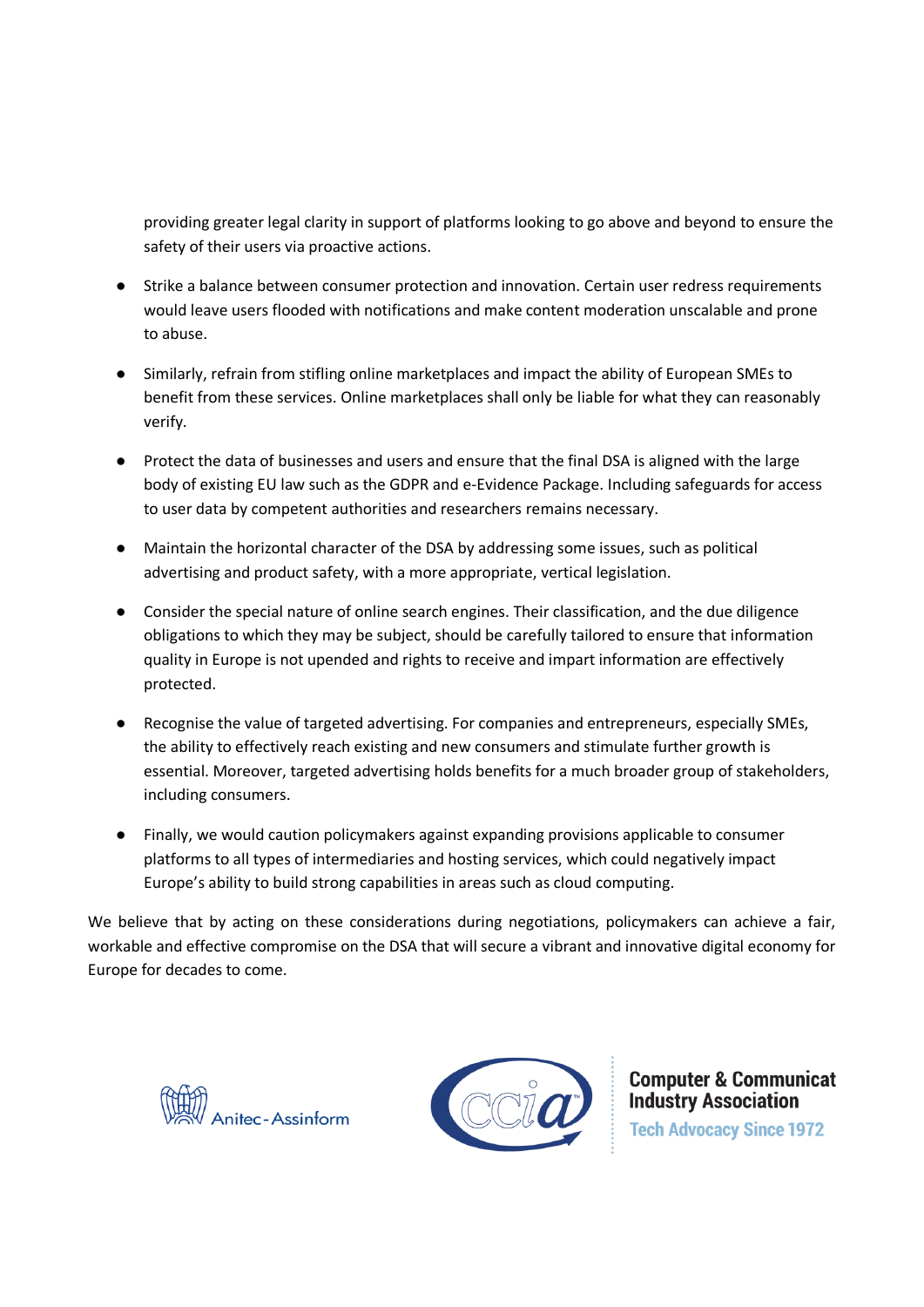providing greater legal clarity in support of platforms looking to go above and beyond to ensure the safety of their users via proactive actions.

- Strike a balance between consumer protection and innovation. Certain user redress requirements would leave users flooded with notifications and make content moderation unscalable and prone to abuse.

- Similarly, refrain from stifling online marketplaces and impact the ability of European SMEs to benefit from these services. Online marketplaces shall only be liable for what they can reasonably verify.

- Protect the data of businesses and users and ensure that the final DSA is aligned with the large body of existing EU law such as the GDPR and e-Evidence Package. Including safeguards for access to user data by competent authorities and researchers remains necessary.

- Maintain the horizontal character of the DSA by addressing some issues, such as political advertising and product safety, with a more appropriate, vertical legislation.

- Consider the special nature of online search engines. Their classification, and the due diligence obligations to which they may be subject, should be carefully tailored to ensure that information quality in Europe is not upended and rights to receive and impart information are effectively protected.

- Recognise the value of targeted advertising. For companies and entrepreneurs, especially SMEs, the ability to effectively reach existing and new consumers and stimulate further growth is essential. Moreover, targeted advertising holds benefits for a much broader group of stakeholders, including consumers.

- Finally, we would caution policymakers against expanding provisions applicable to consumer platforms to all types of intermediaries and hosting services, which could negatively impact Europe's ability to build strong capabilities in areas such as cloud computing.

We believe that by acting on these considerations during negotiations, policymakers can achieve a fair, workable and effective compromise on the DSA that will secure a vibrant and innovative digital economy for Europe for decades to come.

Anitec-Assinform

Computer & Communications Industry Association
Tech Advocacy Since 1972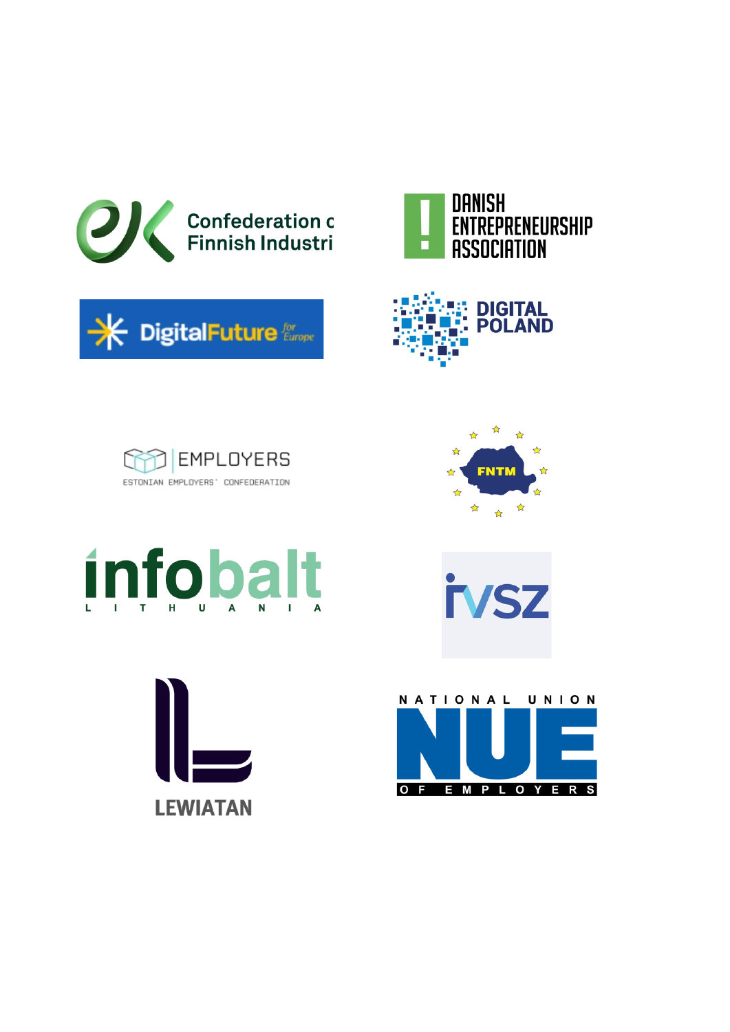Confederation of Finnish Industri

DANISH ENTREPRENEURSHIP ASSOCIATION

DigitalFuture for Europe

DIGITAL POLAND

EMPLOYERS
ESTONIAN EMPLOYERS' CONFEDERATION

FNTM

infobalt
LITHUANIA

ivsz

LEWIATAN

NATIONAL UNION
NUE
OF EMPLOYERS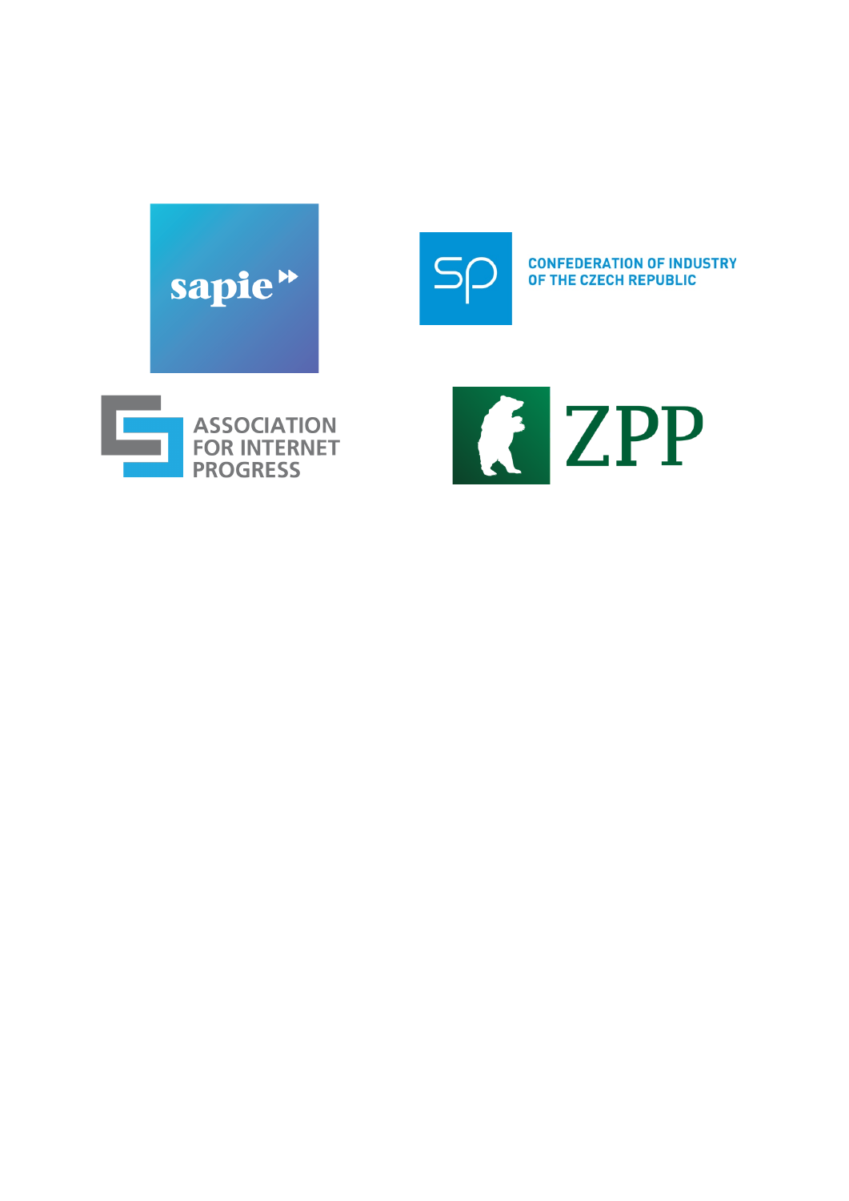sapie

CONFEDERATION OF INDUSTRY OF THE CZECH REPUBLIC

ASSOCIATION FOR INTERNET PROGRESS

ZPP